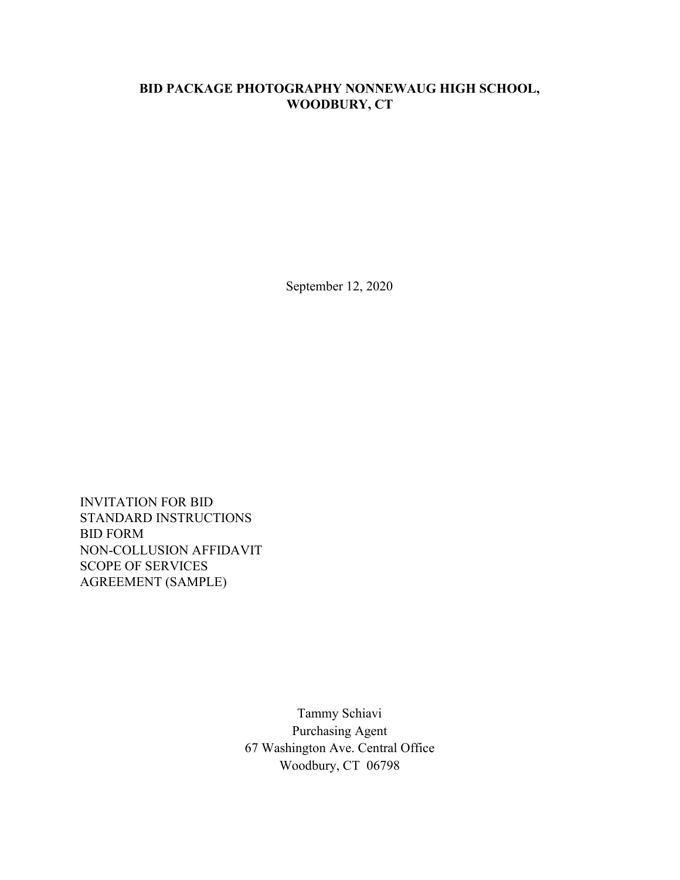# BID PACKAGE PHOTOGRAPHY NONNEWAUG HIGH SCHOOL, WOODBURY, CT

September 12, 2020

INVITATION FOR BID
STANDARD INSTRUCTIONS
BID FORM
NON-COLLUSION AFFIDAVIT
SCOPE OF SERVICES
AGREEMENT (SAMPLE)

Tammy Schiavi
Purchasing Agent
67 Washington Ave. Central Office
Woodbury, CT 06798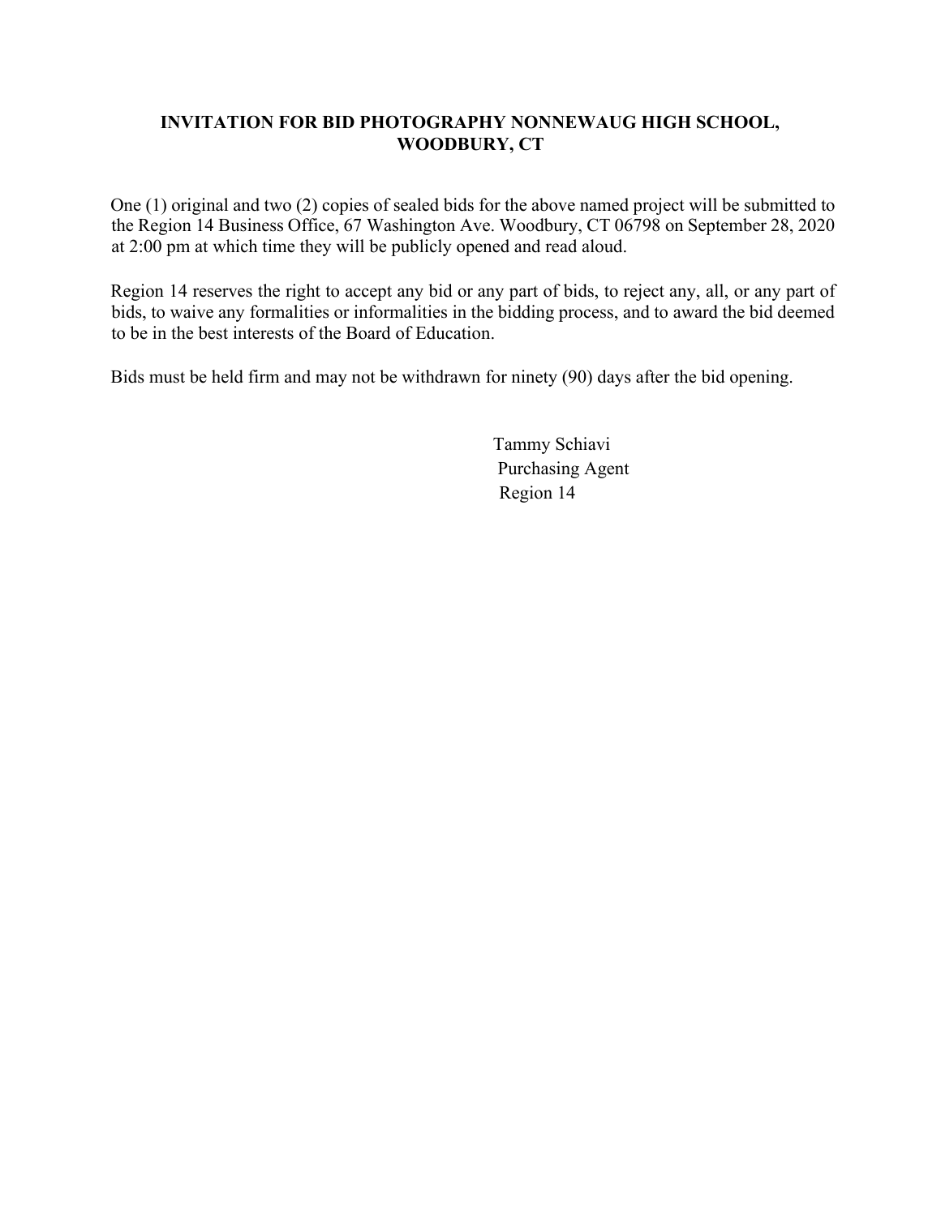# INVITATION FOR BID PHOTOGRAPHY NONNEWAUG HIGH SCHOOL, WOODBURY, CT

One (1) original and two (2) copies of sealed bids for the above named project will be submitted to the Region 14 Business Office, 67 Washington Ave. Woodbury, CT 06798 on September 28, 2020 at 2:00 pm at which time they will be publicly opened and read aloud.

Region 14 reserves the right to accept any bid or any part of bids, to reject any, all, or any part of bids, to waive any formalities or informalities in the bidding process, and to award the bid deemed to be in the best interests of the Board of Education.

Bids must be held firm and may not be withdrawn for ninety (90) days after the bid opening.

Tammy Schiavi
Purchasing Agent
Region 14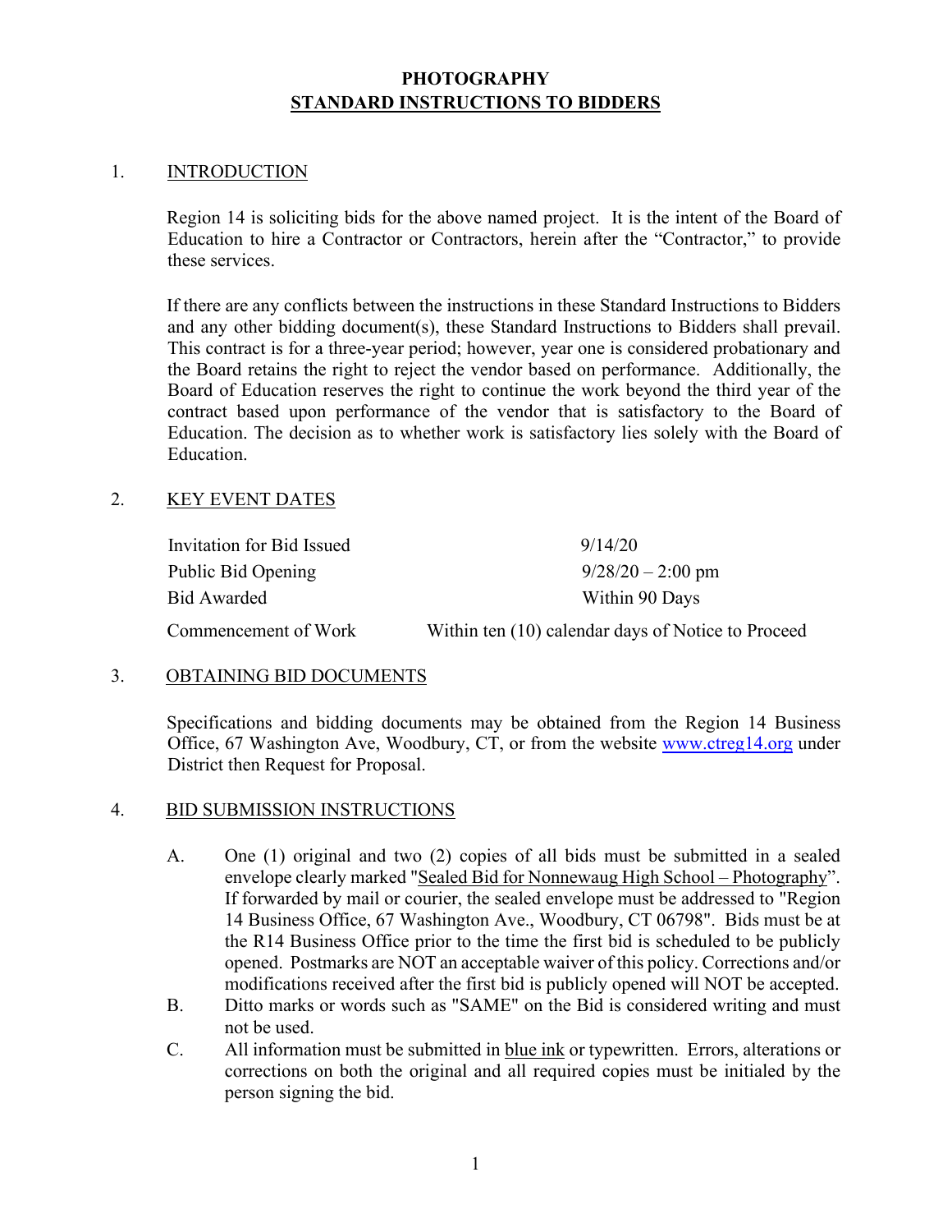# PHOTOGRAPHY
## STANDARD INSTRUCTIONS TO BIDDERS

1. INTRODUCTION

Region 14 is soliciting bids for the above named project. It is the intent of the Board of Education to hire a Contractor or Contractors, herein after the "Contractor," to provide these services.

If there are any conflicts between the instructions in these Standard Instructions to Bidders and any other bidding document(s), these Standard Instructions to Bidders shall prevail. This contract is for a three-year period; however, year one is considered probationary and the Board retains the right to reject the vendor based on performance. Additionally, the Board of Education reserves the right to continue the work beyond the third year of the contract based upon performance of the vendor that is satisfactory to the Board of Education. The decision as to whether work is satisfactory lies solely with the Board of Education.

2. KEY EVENT DATES

| | |
|---|---|
| Invitation for Bid Issued | 9/14/20 |
| Public Bid Opening | 9/28/20 – 2:00 pm |
| Bid Awarded | Within 90 Days |
| Commencement of Work | Within ten (10) calendar days of Notice to Proceed |

3. OBTAINING BID DOCUMENTS

Specifications and bidding documents may be obtained from the Region 14 Business Office, 67 Washington Ave, Woodbury, CT, or from the website www.ctreg14.org under District then Request for Proposal.

4. BID SUBMISSION INSTRUCTIONS

A. One (1) original and two (2) copies of all bids must be submitted in a sealed envelope clearly marked "Sealed Bid for Nonnewaug High School – Photography". If forwarded by mail or courier, the sealed envelope must be addressed to "Region 14 Business Office, 67 Washington Ave., Woodbury, CT 06798". Bids must be at the R14 Business Office prior to the time the first bid is scheduled to be publicly opened. Postmarks are NOT an acceptable waiver of this policy. Corrections and/or modifications received after the first bid is publicly opened will NOT be accepted.

B. Ditto marks or words such as "SAME" on the Bid is considered writing and must not be used.

C. All information must be submitted in blue ink or typewritten. Errors, alterations or corrections on both the original and all required copies must be initialed by the person signing the bid.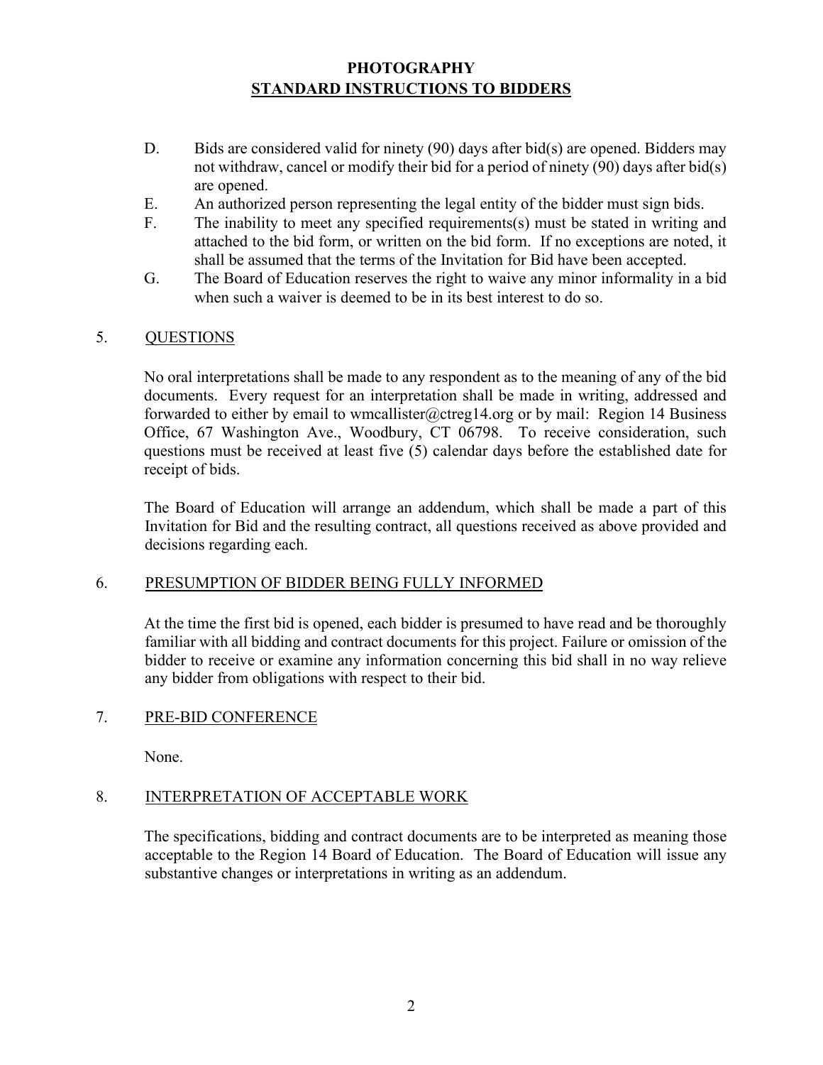D. Bids are considered valid for ninety (90) days after bid(s) are opened. Bidders may not withdraw, cancel or modify their bid for a period of ninety (90) days after bid(s) are opened.

E. An authorized person representing the legal entity of the bidder must sign bids.

F. The inability to meet any specified requirements(s) must be stated in writing and attached to the bid form, or written on the bid form. If no exceptions are noted, it shall be assumed that the terms of the Invitation for Bid have been accepted.

G. The Board of Education reserves the right to waive any minor informality in a bid when such a waiver is deemed to be in its best interest to do so.

## 5. QUESTIONS

No oral interpretations shall be made to any respondent as to the meaning of any of the bid documents. Every request for an interpretation shall be made in writing, addressed and forwarded to either by email to wmcallister@ctreg14.org or by mail: Region 14 Business Office, 67 Washington Ave., Woodbury, CT 06798. To receive consideration, such questions must be received at least five (5) calendar days before the established date for receipt of bids.

The Board of Education will arrange an addendum, which shall be made a part of this Invitation for Bid and the resulting contract, all questions received as above provided and decisions regarding each.

## 6. PRESUMPTION OF BIDDER BEING FULLY INFORMED

At the time the first bid is opened, each bidder is presumed to have read and be thoroughly familiar with all bidding and contract documents for this project. Failure or omission of the bidder to receive or examine any information concerning this bid shall in no way relieve any bidder from obligations with respect to their bid.

## 7. PRE-BID CONFERENCE

None.

## 8. INTERPRETATION OF ACCEPTABLE WORK

The specifications, bidding and contract documents are to be interpreted as meaning those acceptable to the Region 14 Board of Education. The Board of Education will issue any substantive changes or interpretations in writing as an addendum.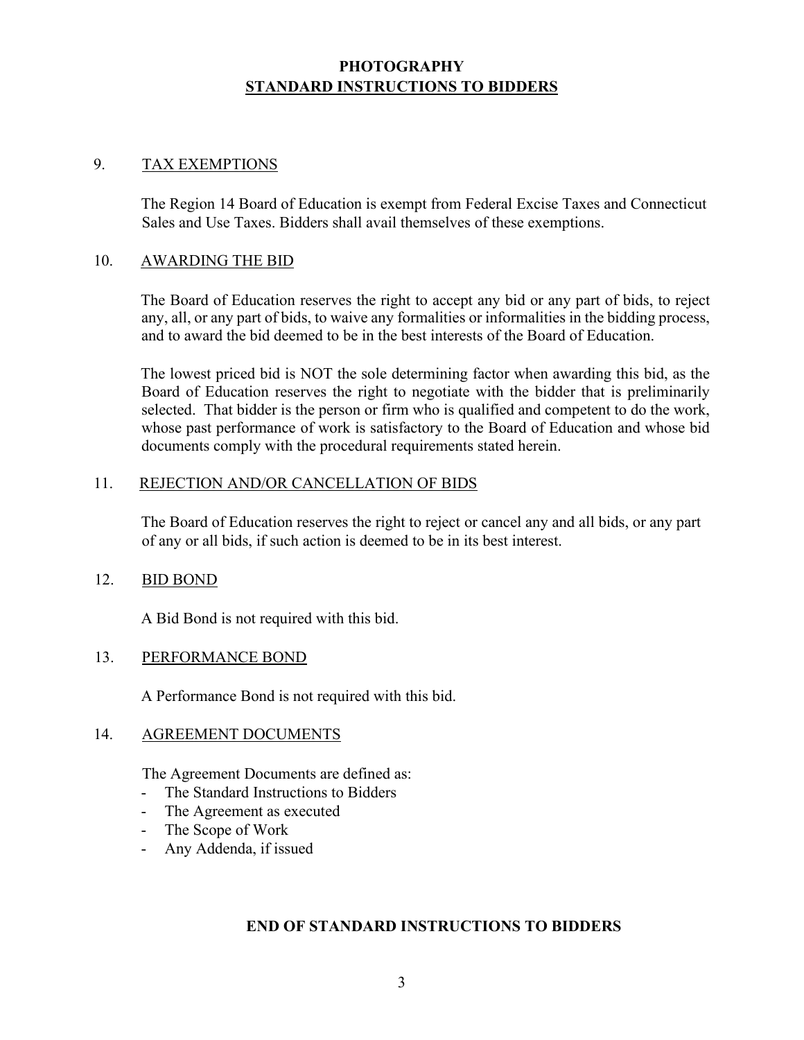# PHOTOGRAPHY
## STANDARD INSTRUCTIONS TO BIDDERS

9. TAX EXEMPTIONS

The Region 14 Board of Education is exempt from Federal Excise Taxes and Connecticut Sales and Use Taxes. Bidders shall avail themselves of these exemptions.

10. AWARDING THE BID

The Board of Education reserves the right to accept any bid or any part of bids, to reject any, all, or any part of bids, to waive any formalities or informalities in the bidding process, and to award the bid deemed to be in the best interests of the Board of Education.

The lowest priced bid is NOT the sole determining factor when awarding this bid, as the Board of Education reserves the right to negotiate with the bidder that is preliminarily selected. That bidder is the person or firm who is qualified and competent to do the work, whose past performance of work is satisfactory to the Board of Education and whose bid documents comply with the procedural requirements stated herein.

11. REJECTION AND/OR CANCELLATION OF BIDS

The Board of Education reserves the right to reject or cancel any and all bids, or any part of any or all bids, if such action is deemed to be in its best interest.

12. BID BOND

A Bid Bond is not required with this bid.

13. PERFORMANCE BOND

A Performance Bond is not required with this bid.

14. AGREEMENT DOCUMENTS

The Agreement Documents are defined as:
- The Standard Instructions to Bidders
- The Agreement as executed
- The Scope of Work
- Any Addenda, if issued

**END OF STANDARD INSTRUCTIONS TO BIDDERS**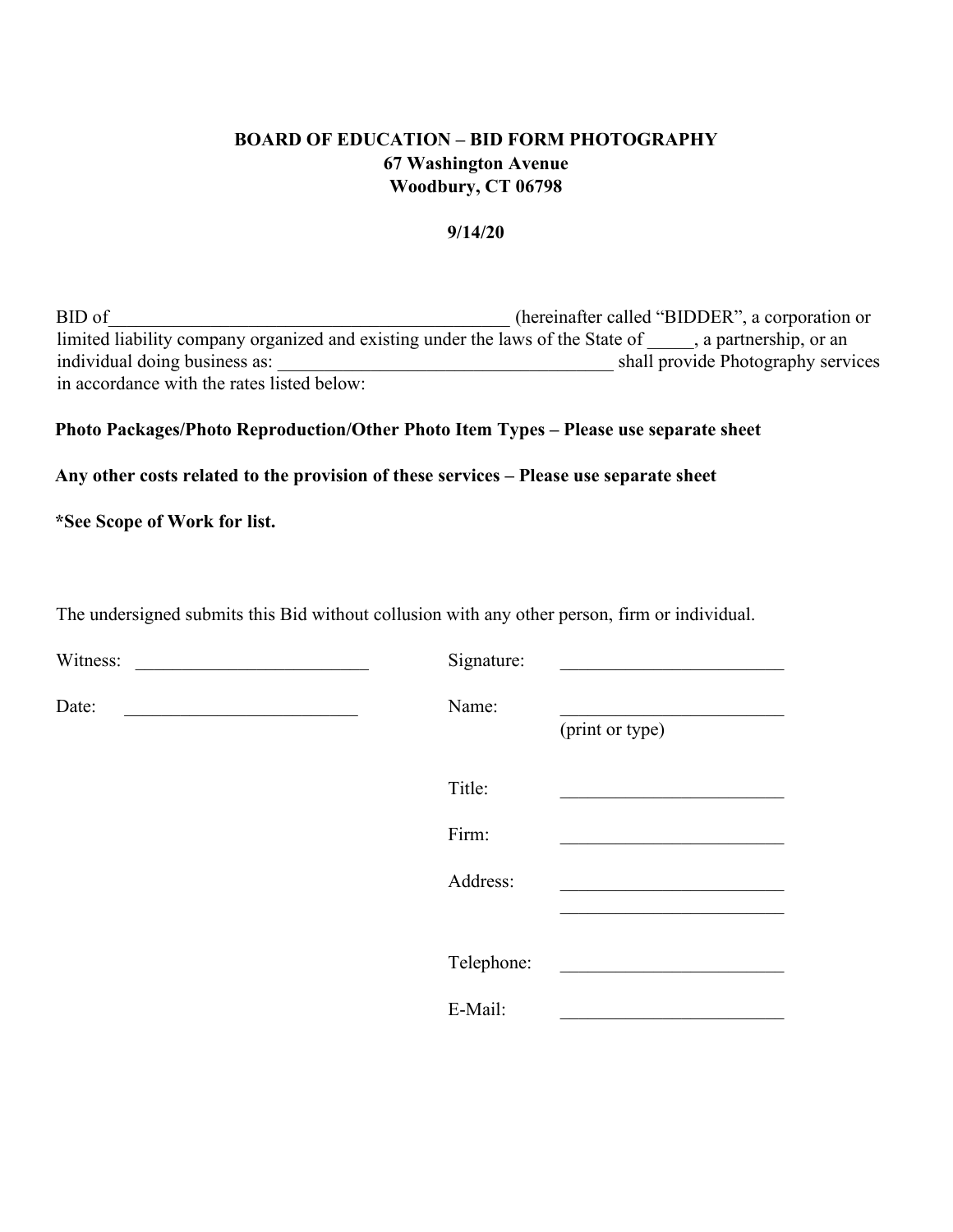**BOARD OF EDUCATION – BID FORM PHOTOGRAPHY**
**67 Washington Avenue**
**Woodbury, CT 06798**

**9/14/20**

BID of_____________________________________________ (hereinafter called "BIDDER", a corporation or limited liability company organized and existing under the laws of the State of _____, a partnership, or an individual doing business as: ______________________________________ shall provide Photography services in accordance with the rates listed below:

**Photo Packages/Photo Reproduction/Other Photo Item Types – Please use separate sheet**

**Any other costs related to the provision of these services – Please use separate sheet**

**\*See Scope of Work for list.**

The undersigned submits this Bid without collusion with any other person, firm or individual.

Witness: __________________________

Date: __________________________

Signature: _________________________

Name: _________________________
(print or type)

Title: _________________________

Firm: _________________________

Address: _________________________
_________________________

Telephone: _________________________

E-Mail: _________________________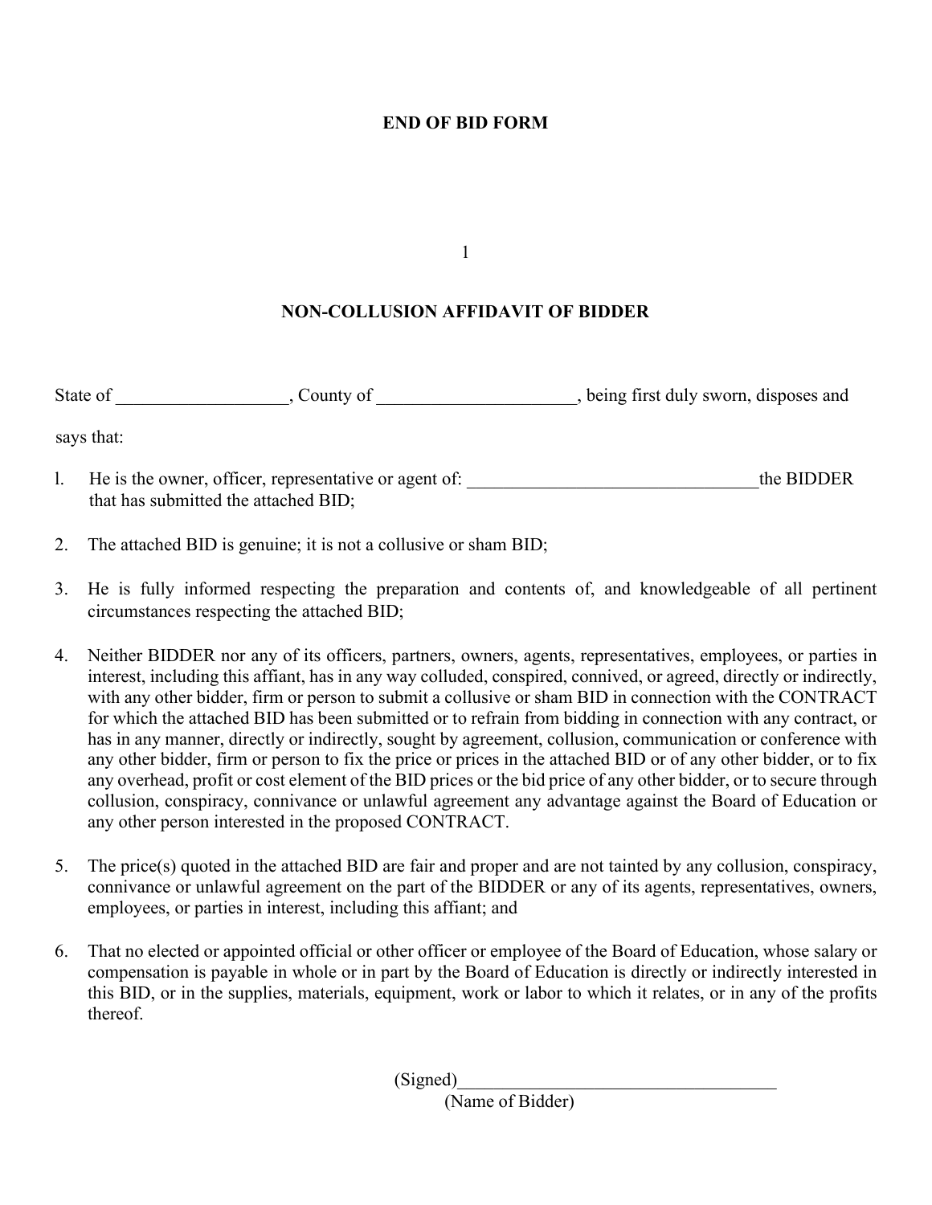**END OF BID FORM**

## NON-COLLUSION AFFIDAVIT OF BIDDER

State of ___________________, County of ______________________, being first duly sworn, disposes and says that:

1. He is the owner, officer, representative or agent of: ________________________________the BIDDER that has submitted the attached BID;

2. The attached BID is genuine; it is not a collusive or sham BID;

3. He is fully informed respecting the preparation and contents of, and knowledgeable of all pertinent circumstances respecting the attached BID;

4. Neither BIDDER nor any of its officers, partners, owners, agents, representatives, employees, or parties in interest, including this affiant, has in any way colluded, conspired, connived, or agreed, directly or indirectly, with any other bidder, firm or person to submit a collusive or sham BID in connection with the CONTRACT for which the attached BID has been submitted or to refrain from bidding in connection with any contract, or has in any manner, directly or indirectly, sought by agreement, collusion, communication or conference with any other bidder, firm or person to fix the price or prices in the attached BID or of any other bidder, or to fix any overhead, profit or cost element of the BID prices or the bid price of any other bidder, or to secure through collusion, conspiracy, connivance or unlawful agreement any advantage against the Board of Education or any other person interested in the proposed CONTRACT.

5. The price(s) quoted in the attached BID are fair and proper and are not tainted by any collusion, conspiracy, connivance or unlawful agreement on the part of the BIDDER or any of its agents, representatives, owners, employees, or parties in interest, including this affiant; and

6. That no elected or appointed official or other officer or employee of the Board of Education, whose salary or compensation is payable in whole or in part by the Board of Education is directly or indirectly interested in this BID, or in the supplies, materials, equipment, work or labor to which it relates, or in any of the profits thereof.

(Signed)___________________________________
(Name of Bidder)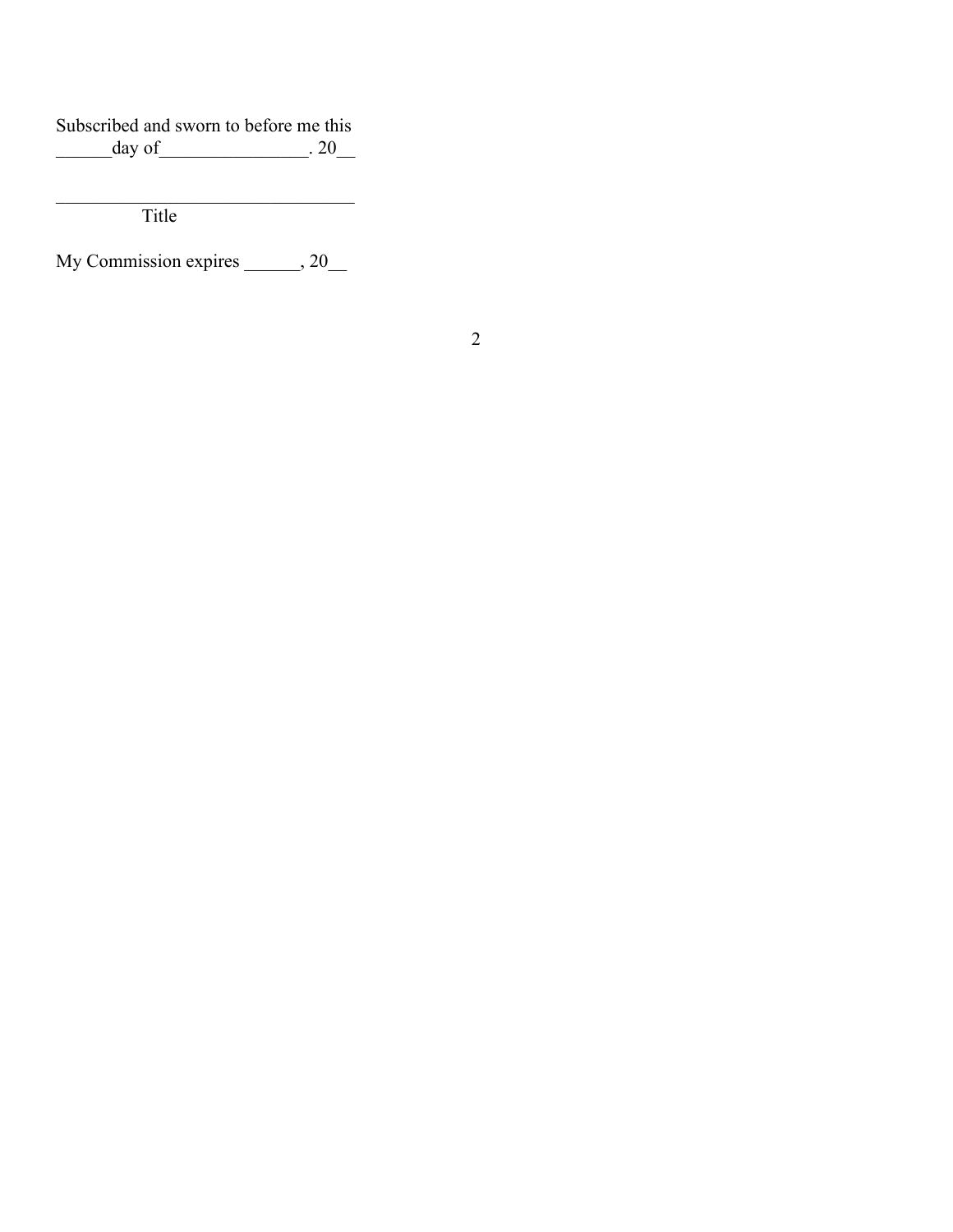Subscribed and sworn to before me this
______day of________________. 20__

_________________________________
Title

My Commission expires ______, 20__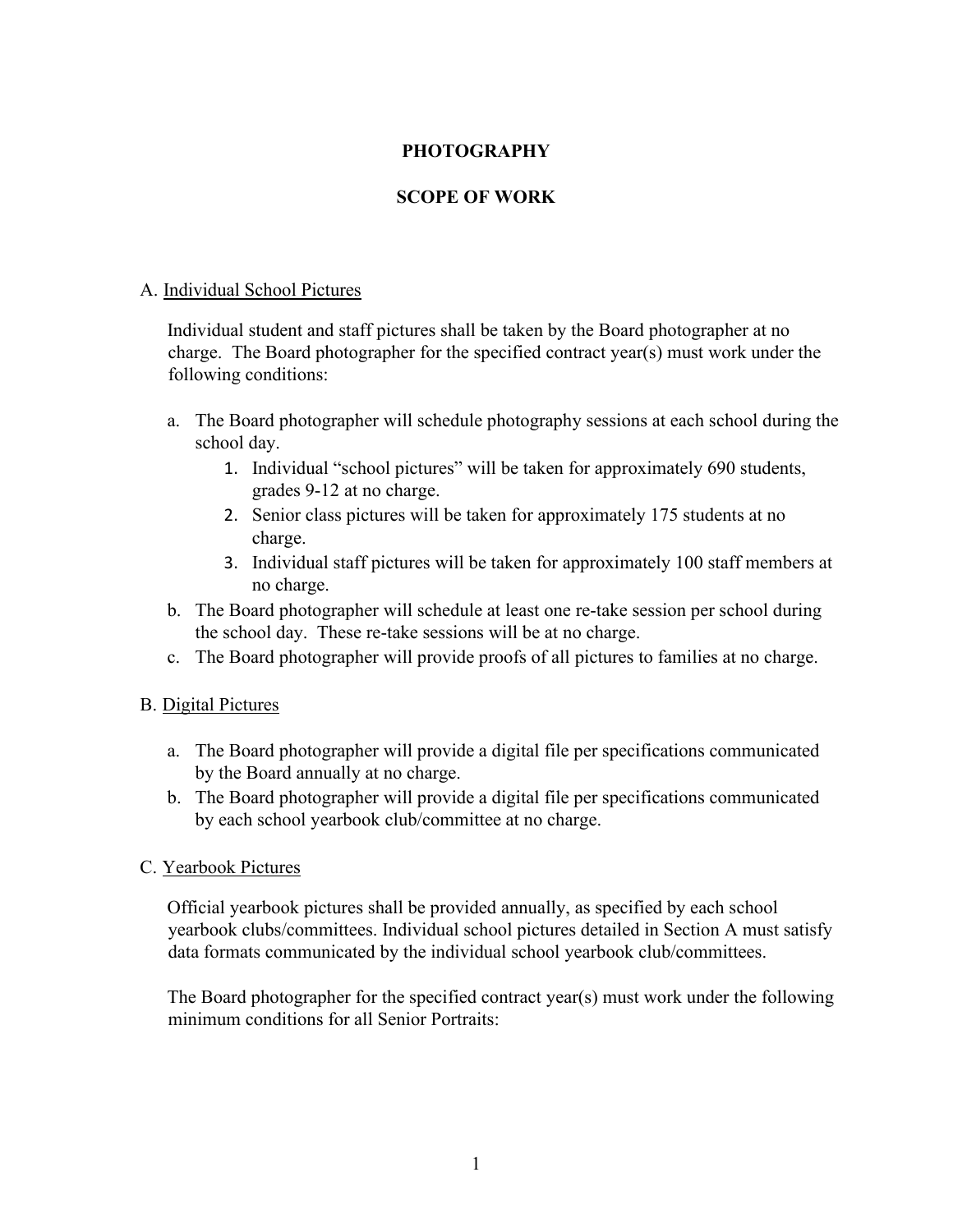# PHOTOGRAPHY

## SCOPE OF WORK

A. <u>Individual School Pictures</u>

Individual student and staff pictures shall be taken by the Board photographer at no charge. The Board photographer for the specified contract year(s) must work under the following conditions:

a. The Board photographer will schedule photography sessions at each school during the school day.
   1. Individual "school pictures" will be taken for approximately 690 students, grades 9-12 at no charge.
   2. Senior class pictures will be taken for approximately 175 students at no charge.
   3. Individual staff pictures will be taken for approximately 100 staff members at no charge.

b. The Board photographer will schedule at least one re-take session per school during the school day. These re-take sessions will be at no charge.

c. The Board photographer will provide proofs of all pictures to families at no charge.

B. <u>Digital Pictures</u>

a. The Board photographer will provide a digital file per specifications communicated by the Board annually at no charge.

b. The Board photographer will provide a digital file per specifications communicated by each school yearbook club/committee at no charge.

C. <u>Yearbook Pictures</u>

Official yearbook pictures shall be provided annually, as specified by each school yearbook clubs/committees. Individual school pictures detailed in Section A must satisfy data formats communicated by the individual school yearbook club/committees.

The Board photographer for the specified contract year(s) must work under the following minimum conditions for all Senior Portraits: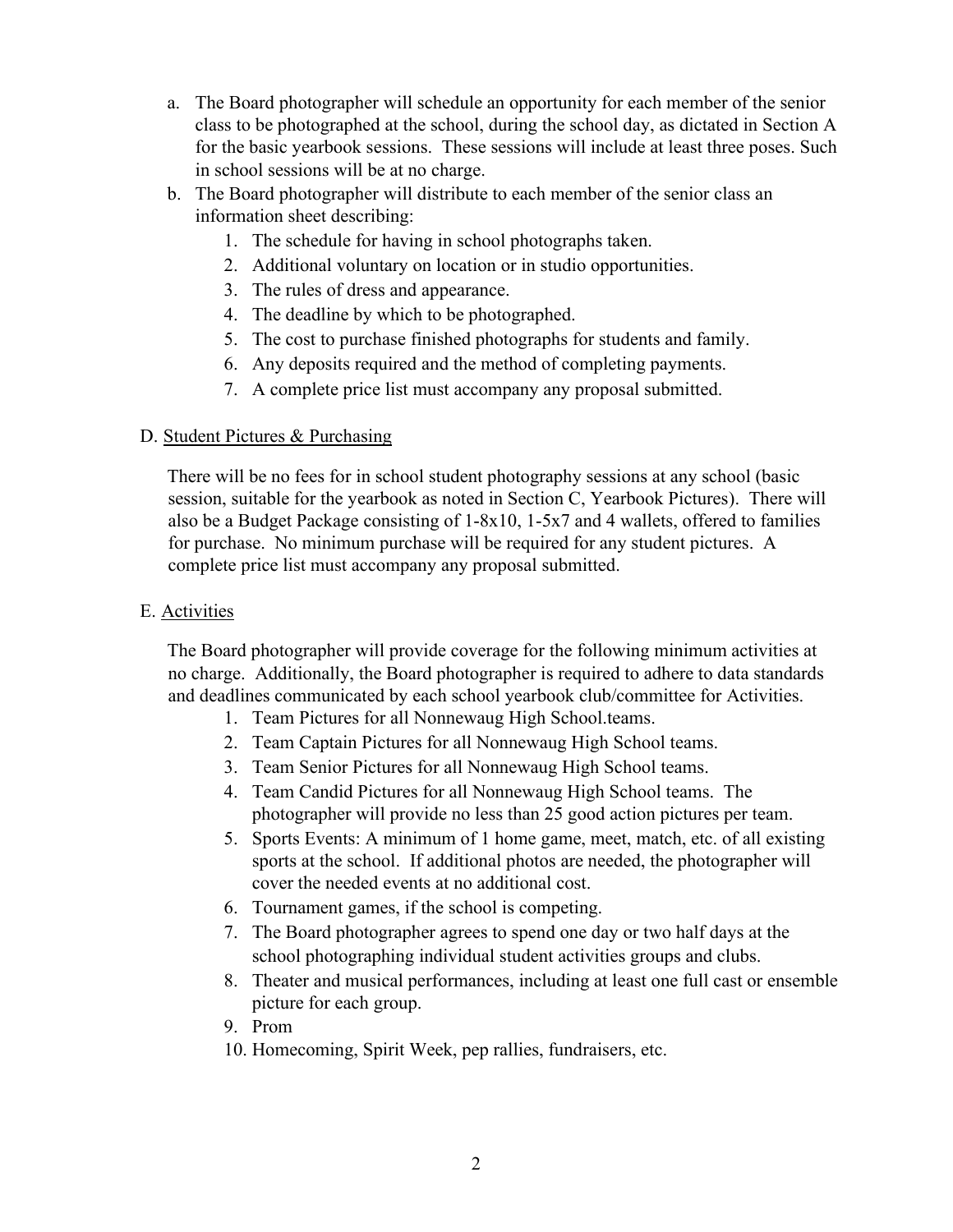a. The Board photographer will schedule an opportunity for each member of the senior class to be photographed at the school, during the school day, as dictated in Section A for the basic yearbook sessions. These sessions will include at least three poses. Such in school sessions will be at no charge.
b. The Board photographer will distribute to each member of the senior class an information sheet describing:
   1. The schedule for having in school photographs taken.
   2. Additional voluntary on location or in studio opportunities.
   3. The rules of dress and appearance.
   4. The deadline by which to be photographed.
   5. The cost to purchase finished photographs for students and family.
   6. Any deposits required and the method of completing payments.
   7. A complete price list must accompany any proposal submitted.

D. Student Pictures & Purchasing

There will be no fees for in school student photography sessions at any school (basic session, suitable for the yearbook as noted in Section C, Yearbook Pictures). There will also be a Budget Package consisting of 1-8x10, 1-5x7 and 4 wallets, offered to families for purchase. No minimum purchase will be required for any student pictures. A complete price list must accompany any proposal submitted.

E. Activities

The Board photographer will provide coverage for the following minimum activities at no charge. Additionally, the Board photographer is required to adhere to data standards and deadlines communicated by each school yearbook club/committee for Activities.

1. Team Pictures for all Nonnewaug High School.teams.
2. Team Captain Pictures for all Nonnewaug High School teams.
3. Team Senior Pictures for all Nonnewaug High School teams.
4. Team Candid Pictures for all Nonnewaug High School teams. The photographer will provide no less than 25 good action pictures per team.
5. Sports Events: A minimum of 1 home game, meet, match, etc. of all existing sports at the school. If additional photos are needed, the photographer will cover the needed events at no additional cost.
6. Tournament games, if the school is competing.
7. The Board photographer agrees to spend one day or two half days at the school photographing individual student activities groups and clubs.
8. Theater and musical performances, including at least one full cast or ensemble picture for each group.
9. Prom
10. Homecoming, Spirit Week, pep rallies, fundraisers, etc.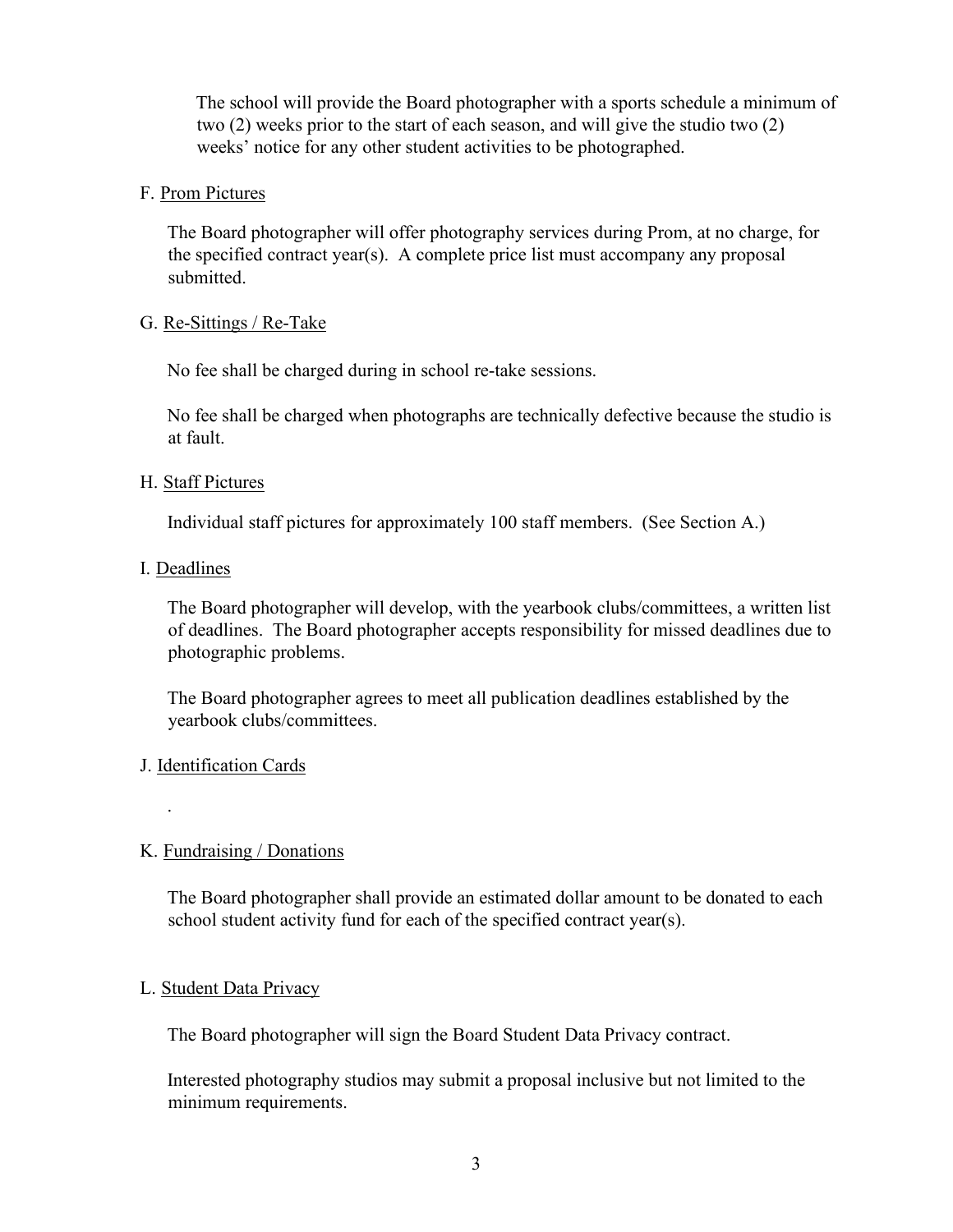The school will provide the Board photographer with a sports schedule a minimum of two (2) weeks prior to the start of each season, and will give the studio two (2) weeks' notice for any other student activities to be photographed.

F. <u>Prom Pictures</u>

The Board photographer will offer photography services during Prom, at no charge, for the specified contract year(s). A complete price list must accompany any proposal submitted.

G. <u>Re-Sittings / Re-Take</u>

No fee shall be charged during in school re-take sessions.

No fee shall be charged when photographs are technically defective because the studio is at fault.

H. <u>Staff Pictures</u>

Individual staff pictures for approximately 100 staff members. (See Section A.)

I. <u>Deadlines</u>

The Board photographer will develop, with the yearbook clubs/committees, a written list of deadlines. The Board photographer accepts responsibility for missed deadlines due to photographic problems.

The Board photographer agrees to meet all publication deadlines established by the yearbook clubs/committees.

J. <u>Identification Cards</u>

.

K. <u>Fundraising / Donations</u>

The Board photographer shall provide an estimated dollar amount to be donated to each school student activity fund for each of the specified contract year(s).

L. <u>Student Data Privacy</u>

The Board photographer will sign the Board Student Data Privacy contract.

Interested photography studios may submit a proposal inclusive but not limited to the minimum requirements.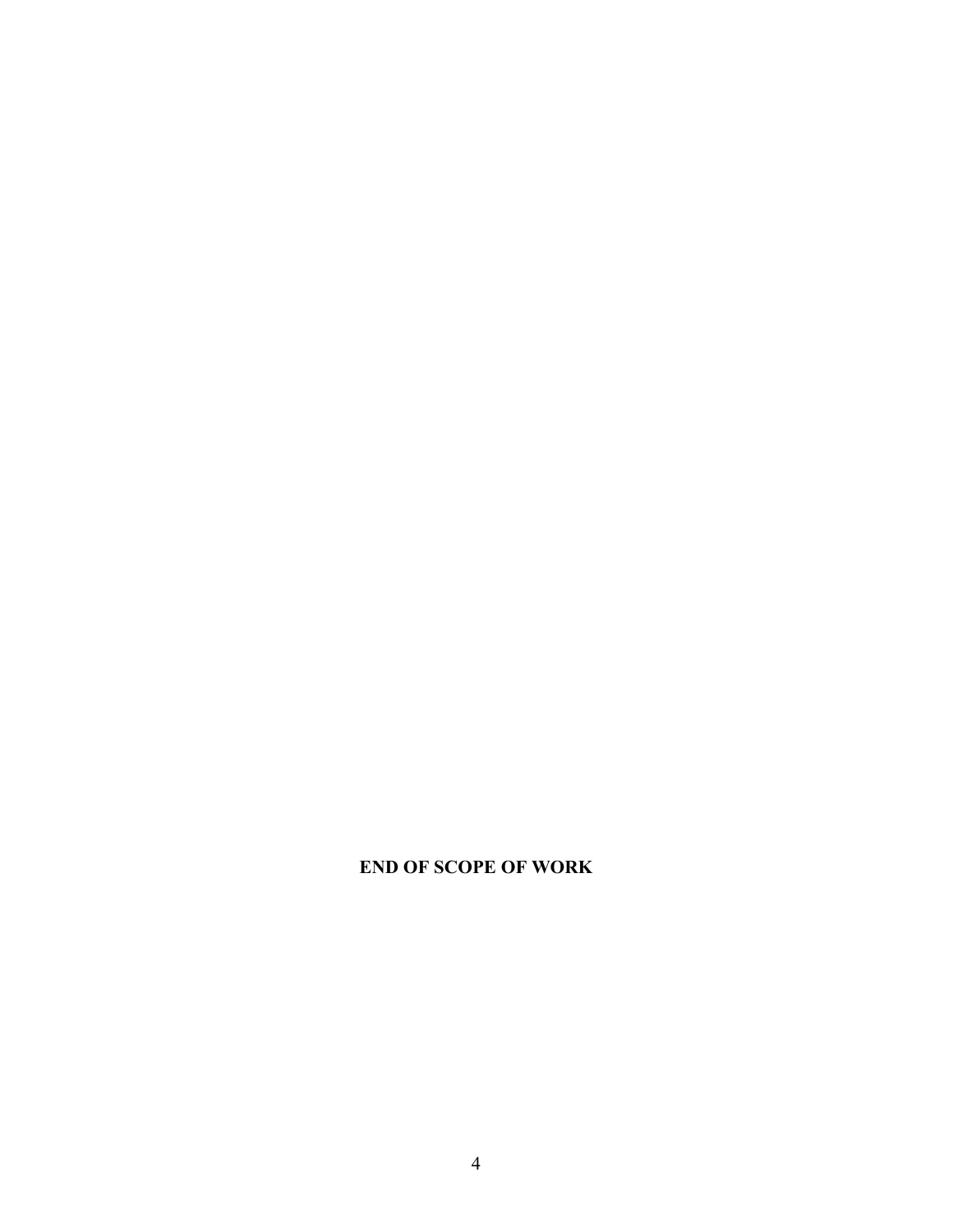**END OF SCOPE OF WORK**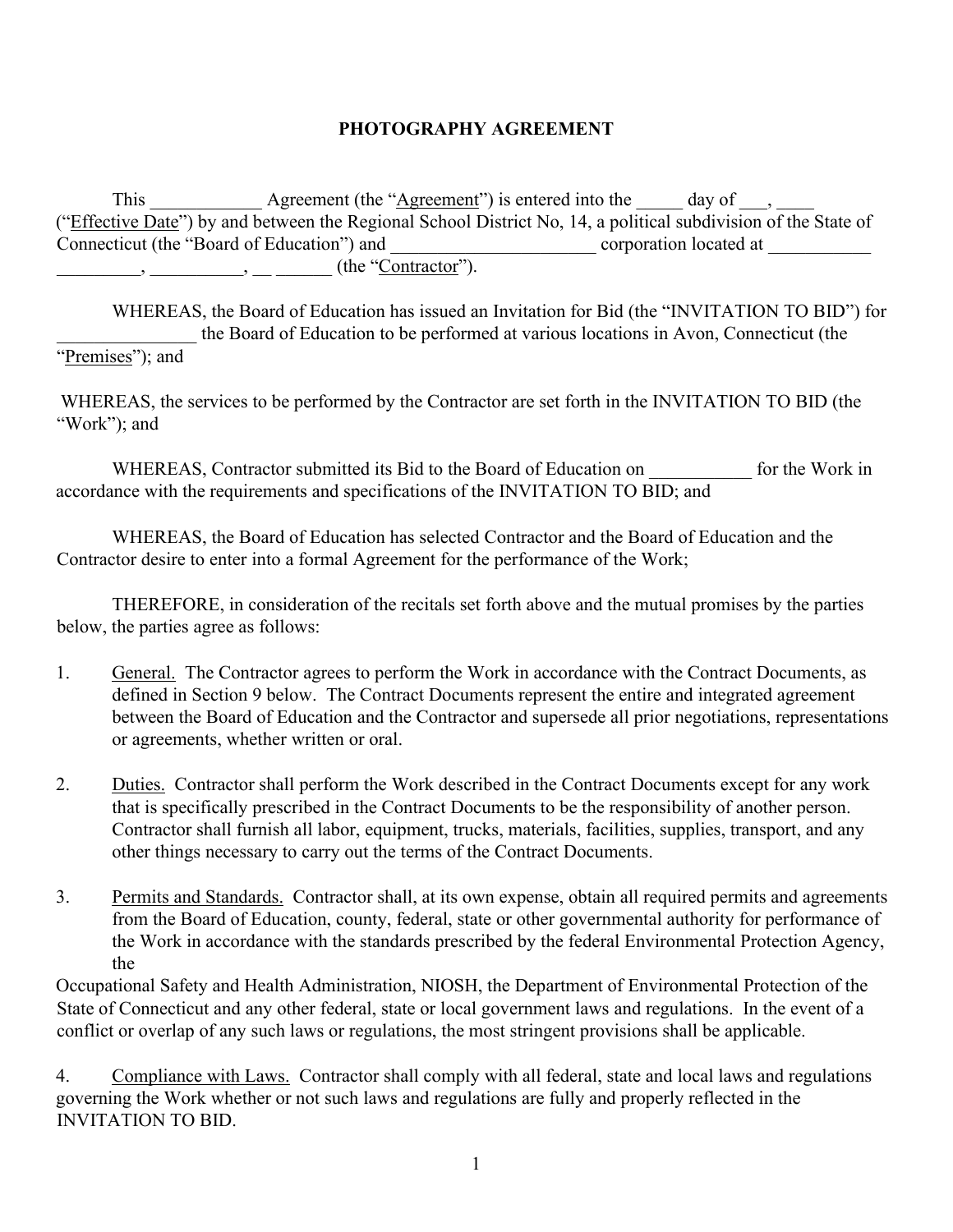**PHOTOGRAPHY AGREEMENT**

This ____________ Agreement (the "Agreement") is entered into the _____ day of ___, ____ ("Effective Date") by and between the Regional School District No, 14, a political subdivision of the State of Connecticut (the "Board of Education") and ______________________ corporation located at ___________ _________, __________, __ ______ (the "Contractor").

WHEREAS, the Board of Education has issued an Invitation for Bid (the "INVITATION TO BID") for _______________ the Board of Education to be performed at various locations in Avon, Connecticut (the "Premises"); and

WHEREAS, the services to be performed by the Contractor are set forth in the INVITATION TO BID (the "Work"); and

WHEREAS, Contractor submitted its Bid to the Board of Education on ___________ for the Work in accordance with the requirements and specifications of the INVITATION TO BID; and

WHEREAS, the Board of Education has selected Contractor and the Board of Education and the Contractor desire to enter into a formal Agreement for the performance of the Work;

THEREFORE, in consideration of the recitals set forth above and the mutual promises by the parties below, the parties agree as follows:

1. General. The Contractor agrees to perform the Work in accordance with the Contract Documents, as defined in Section 9 below. The Contract Documents represent the entire and integrated agreement between the Board of Education and the Contractor and supersede all prior negotiations, representations or agreements, whether written or oral.

2. Duties. Contractor shall perform the Work described in the Contract Documents except for any work that is specifically prescribed in the Contract Documents to be the responsibility of another person. Contractor shall furnish all labor, equipment, trucks, materials, facilities, supplies, transport, and any other things necessary to carry out the terms of the Contract Documents.

3. Permits and Standards. Contractor shall, at its own expense, obtain all required permits and agreements from the Board of Education, county, federal, state or other governmental authority for performance of the Work in accordance with the standards prescribed by the federal Environmental Protection Agency, the Occupational Safety and Health Administration, NIOSH, the Department of Environmental Protection of the State of Connecticut and any other federal, state or local government laws and regulations. In the event of a conflict or overlap of any such laws or regulations, the most stringent provisions shall be applicable.

4. Compliance with Laws. Contractor shall comply with all federal, state and local laws and regulations governing the Work whether or not such laws and regulations are fully and properly reflected in the INVITATION TO BID.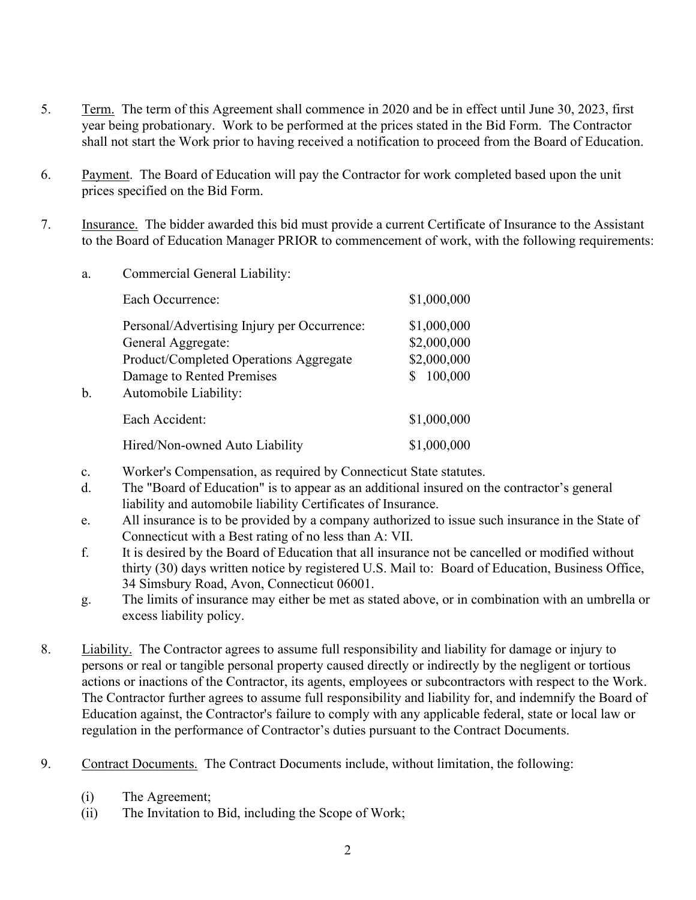5. <u>Term.</u> The term of this Agreement shall commence in 2020 and be in effect until June 30, 2023, first year being probationary. Work to be performed at the prices stated in the Bid Form. The Contractor shall not start the Work prior to having received a notification to proceed from the Board of Education.

6. <u>Payment</u>. The Board of Education will pay the Contractor for work completed based upon the unit prices specified on the Bid Form.

7. <u>Insurance.</u> The bidder awarded this bid must provide a current Certificate of Insurance to the Assistant to the Board of Education Manager PRIOR to commencement of work, with the following requirements:

   a. Commercial General Liability:

   | | |
   |---|---|
   | Each Occurrence: | $1,000,000 |
   | Personal/Advertising Injury per Occurrence: | $1,000,000 |
   | General Aggregate: | $2,000,000 |
   | Product/Completed Operations Aggregate | $2,000,000 |
   | Damage to Rented Premises | $ 100,000 |

   b. Automobile Liability:

   | | |
   |---|---|
   | Each Accident: | $1,000,000 |
   | Hired/Non-owned Auto Liability | $1,000,000 |

   c. Worker's Compensation, as required by Connecticut State statutes.
   d. The "Board of Education" is to appear as an additional insured on the contractor's general liability and automobile liability Certificates of Insurance.
   e. All insurance is to be provided by a company authorized to issue such insurance in the State of Connecticut with a Best rating of no less than A: VII.
   f. It is desired by the Board of Education that all insurance not be cancelled or modified without thirty (30) days written notice by registered U.S. Mail to: Board of Education, Business Office, 34 Simsbury Road, Avon, Connecticut 06001.
   g. The limits of insurance may either be met as stated above, or in combination with an umbrella or excess liability policy.

8. <u>Liability.</u> The Contractor agrees to assume full responsibility and liability for damage or injury to persons or real or tangible personal property caused directly or indirectly by the negligent or tortious actions or inactions of the Contractor, its agents, employees or subcontractors with respect to the Work. The Contractor further agrees to assume full responsibility and liability for, and indemnify the Board of Education against, the Contractor's failure to comply with any applicable federal, state or local law or regulation in the performance of Contractor's duties pursuant to the Contract Documents.

9. <u>Contract Documents.</u> The Contract Documents include, without limitation, the following:

   (i) The Agreement;
   (ii) The Invitation to Bid, including the Scope of Work;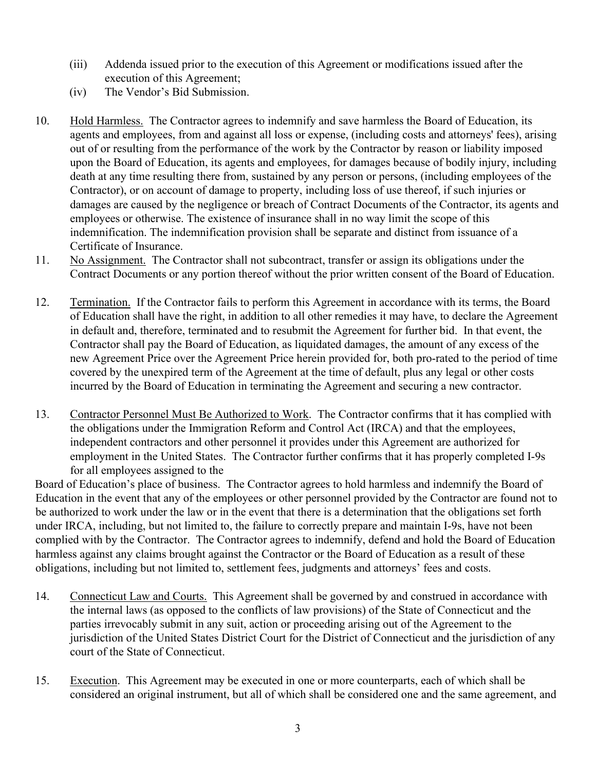(iii) Addenda issued prior to the execution of this Agreement or modifications issued after the execution of this Agreement;

(iv) The Vendor's Bid Submission.

10. Hold Harmless. The Contractor agrees to indemnify and save harmless the Board of Education, its agents and employees, from and against all loss or expense, (including costs and attorneys' fees), arising out of or resulting from the performance of the work by the Contractor by reason or liability imposed upon the Board of Education, its agents and employees, for damages because of bodily injury, including death at any time resulting there from, sustained by any person or persons, (including employees of the Contractor), or on account of damage to property, including loss of use thereof, if such injuries or damages are caused by the negligence or breach of Contract Documents of the Contractor, its agents and employees or otherwise. The existence of insurance shall in no way limit the scope of this indemnification. The indemnification provision shall be separate and distinct from issuance of a Certificate of Insurance.

11. No Assignment. The Contractor shall not subcontract, transfer or assign its obligations under the Contract Documents or any portion thereof without the prior written consent of the Board of Education.

12. Termination. If the Contractor fails to perform this Agreement in accordance with its terms, the Board of Education shall have the right, in addition to all other remedies it may have, to declare the Agreement in default and, therefore, terminated and to resubmit the Agreement for further bid. In that event, the Contractor shall pay the Board of Education, as liquidated damages, the amount of any excess of the new Agreement Price over the Agreement Price herein provided for, both pro-rated to the period of time covered by the unexpired term of the Agreement at the time of default, plus any legal or other costs incurred by the Board of Education in terminating the Agreement and securing a new contractor.

13. Contractor Personnel Must Be Authorized to Work. The Contractor confirms that it has complied with the obligations under the Immigration Reform and Control Act (IRCA) and that the employees, independent contractors and other personnel it provides under this Agreement are authorized for employment in the United States. The Contractor further confirms that it has properly completed I-9s for all employees assigned to the

Board of Education's place of business. The Contractor agrees to hold harmless and indemnify the Board of Education in the event that any of the employees or other personnel provided by the Contractor are found not to be authorized to work under the law or in the event that there is a determination that the obligations set forth under IRCA, including, but not limited to, the failure to correctly prepare and maintain I-9s, have not been complied with by the Contractor. The Contractor agrees to indemnify, defend and hold the Board of Education harmless against any claims brought against the Contractor or the Board of Education as a result of these obligations, including but not limited to, settlement fees, judgments and attorneys' fees and costs.

14. Connecticut Law and Courts. This Agreement shall be governed by and construed in accordance with the internal laws (as opposed to the conflicts of law provisions) of the State of Connecticut and the parties irrevocably submit in any suit, action or proceeding arising out of the Agreement to the jurisdiction of the United States District Court for the District of Connecticut and the jurisdiction of any court of the State of Connecticut.

15. Execution. This Agreement may be executed in one or more counterparts, each of which shall be considered an original instrument, but all of which shall be considered one and the same agreement, and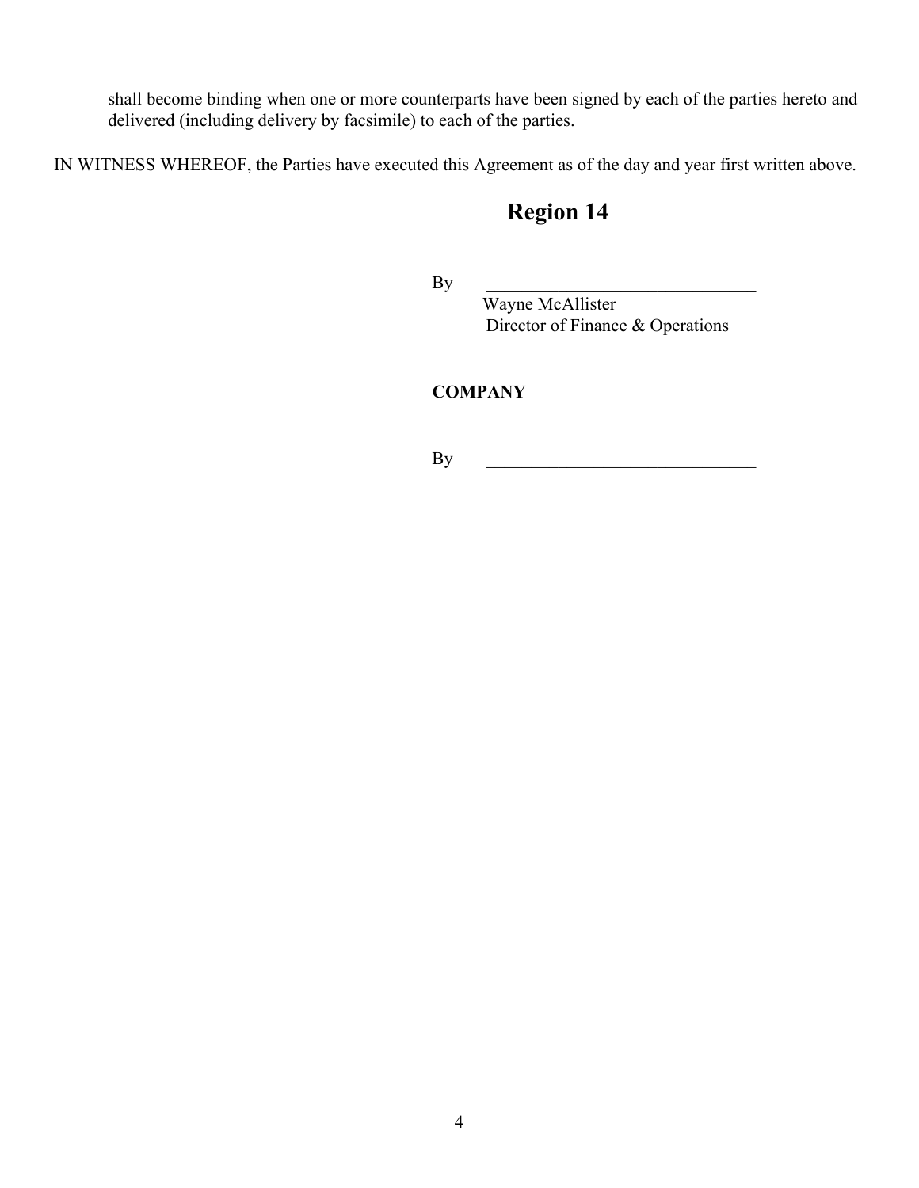shall become binding when one or more counterparts have been signed by each of the parties hereto and delivered (including delivery by facsimile) to each of the parties.

IN WITNESS WHEREOF, the Parties have executed this Agreement as of the day and year first written above.

**Region 14**

By \_\_\_\_\_\_\_\_\_\_\_\_\_\_\_\_\_\_\_\_\_\_\_\_\_\_\_\_\_\_

Wayne McAllister
Director of Finance & Operations

**COMPANY**

By \_\_\_\_\_\_\_\_\_\_\_\_\_\_\_\_\_\_\_\_\_\_\_\_\_\_\_\_\_\_